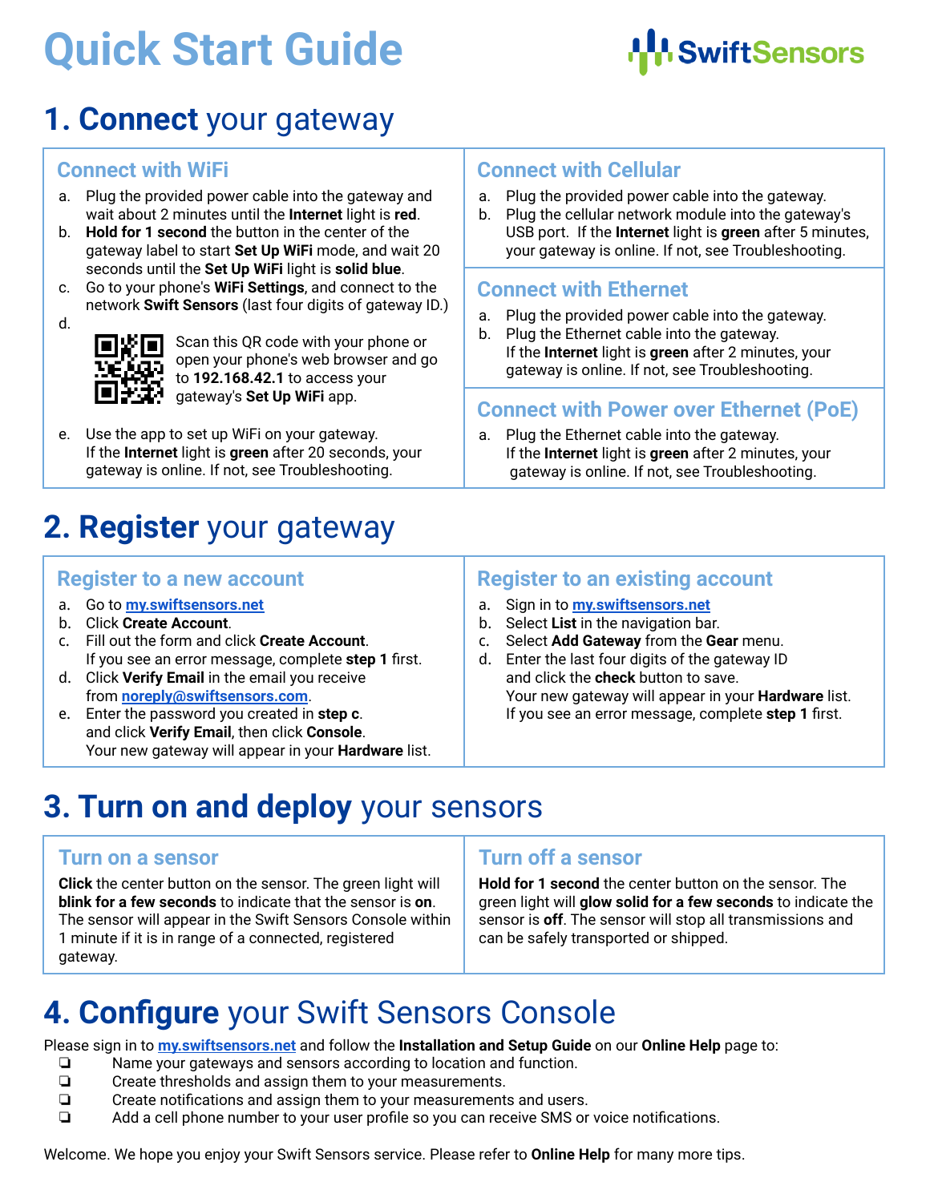# Quick Start Guide

SwiftSensors

## 1. **Connect** your gateway

### Connect with WiFi

a. Plug the provided power cable into the gateway and wait about 2 minutes until the **Internet** light is **red**.
b. **Hold for 1 second** the button in the center of the gateway label to start **Set Up WiFi** mode, and wait 20 seconds until the **Set Up WiFi** light is **solid blue**.
c. Go to your phone's **WiFi Settings**, and connect to the network **Swift Sensors** (last four digits of gateway ID.)
d. Scan this QR code with your phone or open your phone's web browser and go to **192.168.42.1** to access your gateway's **Set Up WiFi** app.
e. Use the app to set up WiFi on your gateway. If the **Internet** light is **green** after 20 seconds, your gateway is online. If not, see Troubleshooting.

### Connect with Cellular

a. Plug the provided power cable into the gateway.
b. Plug the cellular network module into the gateway's USB port. If the **Internet** light is **green** after 5 minutes, your gateway is online. If not, see Troubleshooting.

### Connect with Ethernet

a. Plug the provided power cable into the gateway.
b. Plug the Ethernet cable into the gateway. If the **Internet** light is **green** after 2 minutes, your gateway is online. If not, see Troubleshooting.

### Connect with Power over Ethernet (PoE)

a. Plug the Ethernet cable into the gateway. If the **Internet** light is **green** after 2 minutes, your gateway is online. If not, see Troubleshooting.

## 2. **Register** your gateway

### Register to a new account

a. Go to [my.swiftsensors.net](my.swiftsensors.net)
b. Click **Create Account**.
c. Fill out the form and click **Create Account**. If you see an error message, complete **step 1** first.
d. Click **Verify Email** in the email you receive from [noreply@swiftsensors.com](mailto:noreply@swiftsensors.com).
e. Enter the password you created in **step c**. and click **Verify Email**, then click **Console**. Your new gateway will appear in your **Hardware** list.

### Register to an existing account

a. Sign in to [my.swiftsensors.net](my.swiftsensors.net)
b. Select **List** in the navigation bar.
c. Select **Add Gateway** from the **Gear** menu.
d. Enter the last four digits of the gateway ID and click the **check** button to save. Your new gateway will appear in your **Hardware** list. If you see an error message, complete **step 1** first.

## 3. **Turn on and deploy** your sensors

### Turn on a sensor

**Click** the center button on the sensor. The green light will **blink for a few seconds** to indicate that the sensor is **on**. The sensor will appear in the Swift Sensors Console within 1 minute if it is in range of a connected, registered gateway.

### Turn off a sensor

**Hold for 1 second** the center button on the sensor. The green light will **glow solid for a few seconds** to indicate the sensor is **off**. The sensor will stop all transmissions and can be safely transported or shipped.

## 4. **Configure** your Swift Sensors Console

Please sign in to [my.swiftsensors.net](my.swiftsensors.net) and follow the **Installation and Setup Guide** on our **Online Help** page to:

- ❏ Name your gateways and sensors according to location and function.
- ❏ Create thresholds and assign them to your measurements.
- ❏ Create notifications and assign them to your measurements and users.
- ❏ Add a cell phone number to your user profile so you can receive SMS or voice notifications.

Welcome. We hope you enjoy your Swift Sensors service. Please refer to **Online Help** for many more tips.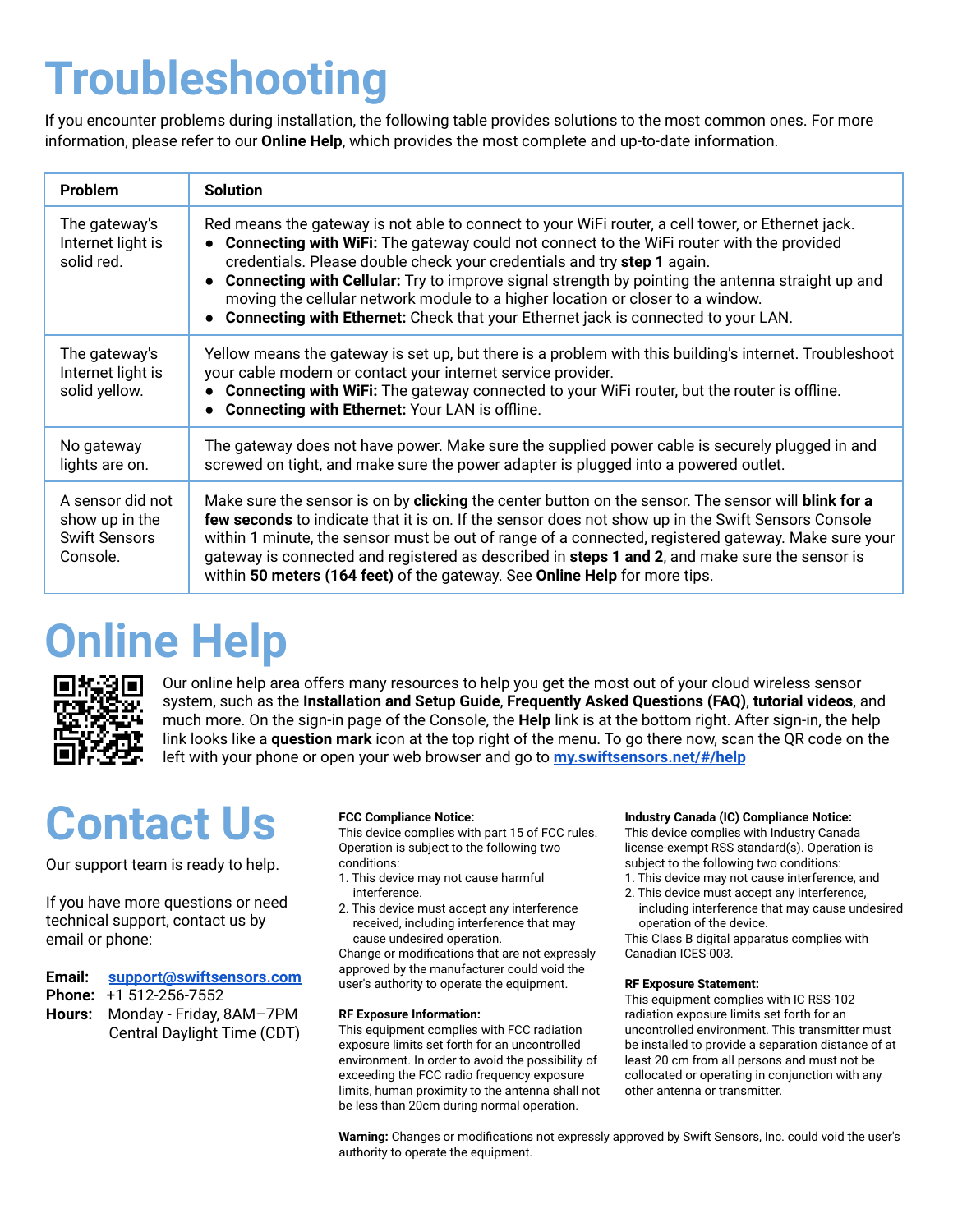# Troubleshooting

If you encounter problems during installation, the following table provides solutions to the most common ones. For more information, please refer to our **Online Help**, which provides the most complete and up-to-date information.

| Problem | Solution |
|---|---|
| The gateway's Internet light is solid red. | Red means the gateway is not able to connect to your WiFi router, a cell tower, or Ethernet jack.<br>● **Connecting with WiFi:** The gateway could not connect to the WiFi router with the provided credentials. Please double check your credentials and try **step 1** again.<br>● **Connecting with Cellular:** Try to improve signal strength by pointing the antenna straight up and moving the cellular network module to a higher location or closer to a window.<br>● **Connecting with Ethernet:** Check that your Ethernet jack is connected to your LAN. |
| The gateway's Internet light is solid yellow. | Yellow means the gateway is set up, but there is a problem with this building's internet. Troubleshoot your cable modem or contact your internet service provider.<br>● **Connecting with WiFi:** The gateway connected to your WiFi router, but the router is offline.<br>● **Connecting with Ethernet:** Your LAN is offline. |
| No gateway lights are on. | The gateway does not have power. Make sure the supplied power cable is securely plugged in and screwed on tight, and make sure the power adapter is plugged into a powered outlet. |
| A sensor did not show up in the Swift Sensors Console. | Make sure the sensor is on by **clicking** the center button on the sensor. The sensor will **blink for a few seconds** to indicate that it is on. If the sensor does not show up in the Swift Sensors Console within 1 minute, the sensor must be out of range of a connected, registered gateway. Make sure your gateway is connected and registered as described in **steps 1 and 2**, and make sure the sensor is within **50 meters (164 feet)** of the gateway. See **Online Help** for more tips. |

# Online Help

Our online help area offers many resources to help you get the most out of your cloud wireless sensor system, such as the **Installation and Setup Guide**, **Frequently Asked Questions (FAQ)**, **tutorial videos**, and much more. On the sign-in page of the Console, the **Help** link is at the bottom right. After sign-in, the help link looks like a **question mark** icon at the top right of the menu. To go there now, scan the QR code on the left with your phone or open your web browser and go to [my.swiftsensors.net/#/help](my.swiftsensors.net/#/help)

# Contact Us

Our support team is ready to help.

If you have more questions or need technical support, contact us by email or phone:

**Email:** [support@swiftsensors.com](mailto:support@swiftsensors.com)
**Phone:** +1 512-256-7552
**Hours:** Monday - Friday, 8AM–7PM Central Daylight Time (CDT)

**FCC Compliance Notice:**
This device complies with part 15 of FCC rules. Operation is subject to the following two conditions:
1. This device may not cause harmful interference.
2. This device must accept any interference received, including interference that may cause undesired operation.

Change or modifications that are not expressly approved by the manufacturer could void the user's authority to operate the equipment.

**RF Exposure Information:**
This equipment complies with FCC radiation exposure limits set forth for an uncontrolled environment. In order to avoid the possibility of exceeding the FCC radio frequency exposure limits, human proximity to the antenna shall not be less than 20cm during normal operation.

**Industry Canada (IC) Compliance Notice:**
This device complies with Industry Canada license-exempt RSS standard(s). Operation is subject to the following two conditions:
1. This device may not cause interference, and
2. This device must accept any interference, including interference that may cause undesired operation of the device.

This Class B digital apparatus complies with Canadian ICES-003.

**RF Exposure Statement:**
This equipment complies with IC RSS-102 radiation exposure limits set forth for an uncontrolled environment. This transmitter must be installed to provide a separation distance of at least 20 cm from all persons and must not be collocated or operating in conjunction with any other antenna or transmitter.

**Warning:** Changes or modifications not expressly approved by Swift Sensors, Inc. could void the user's authority to operate the equipment.